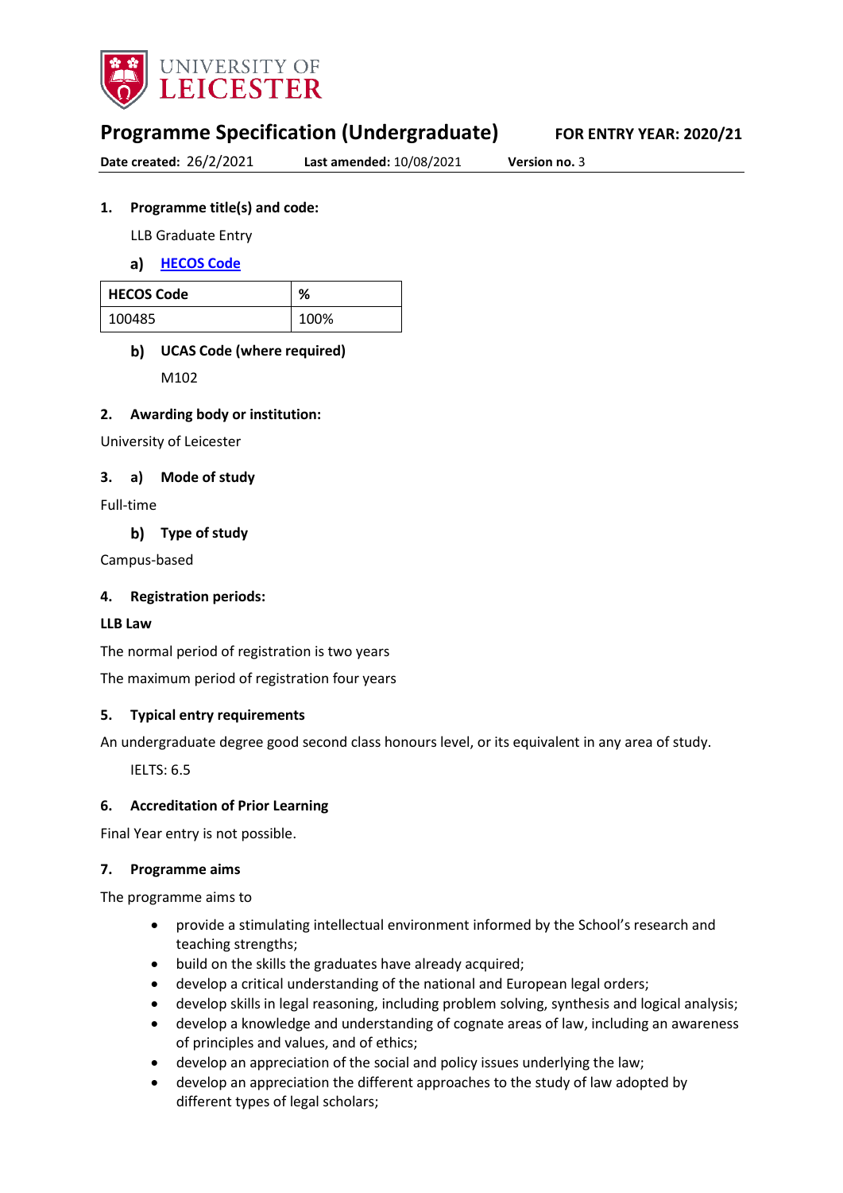# Programme Specification (Undergraduate)

**FOR ENTRY YEAR: 2020/21**

**Date created:** 26/2/2021 **Last amended:** 10/08/2021 **Version no.** 3

## 1. Programme title(s) and code:

LLB Graduate Entry

### a) HECOS Code

| HECOS Code | % |
|---|---|
| 100485 | 100% |

### b) UCAS Code (where required)

M102

## 2. Awarding body or institution:

University of Leicester

## 3. a) Mode of study

Full-time

### b) Type of study

Campus-based

## 4. Registration periods:

**LLB Law**

The normal period of registration is two years

The maximum period of registration four years

## 5. Typical entry requirements

An undergraduate degree good second class honours level, or its equivalent in any area of study.

IELTS: 6.5

## 6. Accreditation of Prior Learning

Final Year entry is not possible.

## 7. Programme aims

The programme aims to

- provide a stimulating intellectual environment informed by the School's research and teaching strengths;
- build on the skills the graduates have already acquired;
- develop a critical understanding of the national and European legal orders;
- develop skills in legal reasoning, including problem solving, synthesis and logical analysis;
- develop a knowledge and understanding of cognate areas of law, including an awareness of principles and values, and of ethics;
- develop an appreciation of the social and policy issues underlying the law;
- develop an appreciation the different approaches to the study of law adopted by different types of legal scholars;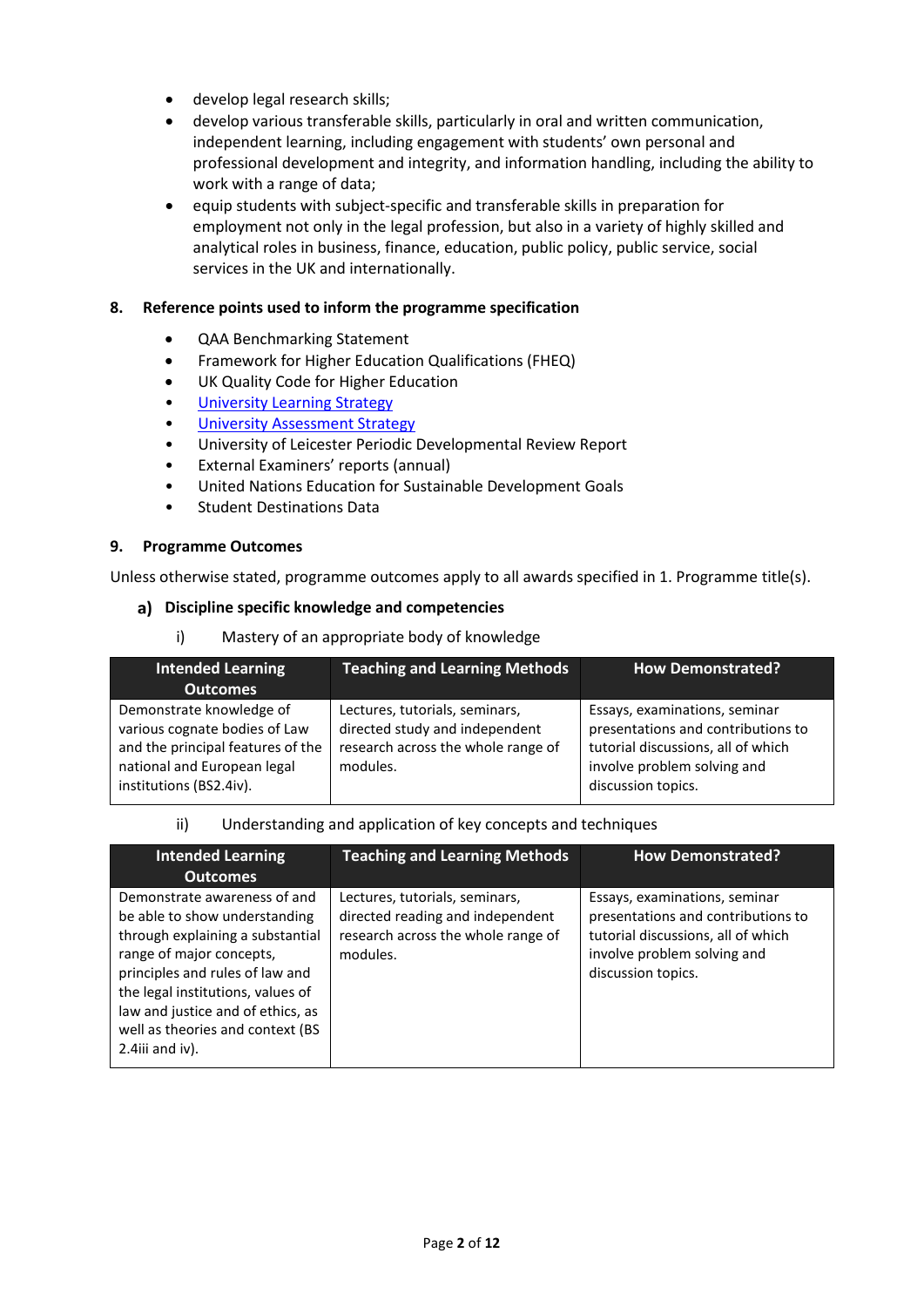- develop legal research skills;
- develop various transferable skills, particularly in oral and written communication, independent learning, including engagement with students' own personal and professional development and integrity, and information handling, including the ability to work with a range of data;
- equip students with subject-specific and transferable skills in preparation for employment not only in the legal profession, but also in a variety of highly skilled and analytical roles in business, finance, education, public policy, public service, social services in the UK and internationally.

## 8. Reference points used to inform the programme specification

- QAA Benchmarking Statement
- Framework for Higher Education Qualifications (FHEQ)
- UK Quality Code for Higher Education
- University Learning Strategy
- University Assessment Strategy
- University of Leicester Periodic Developmental Review Report
- External Examiners' reports (annual)
- United Nations Education for Sustainable Development Goals
- Student Destinations Data

## 9. Programme Outcomes

Unless otherwise stated, programme outcomes apply to all awards specified in 1. Programme title(s).

### a) Discipline specific knowledge and competencies

i) Mastery of an appropriate body of knowledge

| Intended Learning Outcomes | Teaching and Learning Methods | How Demonstrated? |
|---|---|---|
| Demonstrate knowledge of various cognate bodies of Law and the principal features of the national and European legal institutions (BS2.4iv). | Lectures, tutorials, seminars, directed study and independent research across the whole range of modules. | Essays, examinations, seminar presentations and contributions to tutorial discussions, all of which involve problem solving and discussion topics. |

ii) Understanding and application of key concepts and techniques

| Intended Learning Outcomes | Teaching and Learning Methods | How Demonstrated? |
|---|---|---|
| Demonstrate awareness of and be able to show understanding through explaining a substantial range of major concepts, principles and rules of law and the legal institutions, values of law and justice and of ethics, as well as theories and context (BS 2.4iii and iv). | Lectures, tutorials, seminars, directed reading and independent research across the whole range of modules. | Essays, examinations, seminar presentations and contributions to tutorial discussions, all of which involve problem solving and discussion topics. |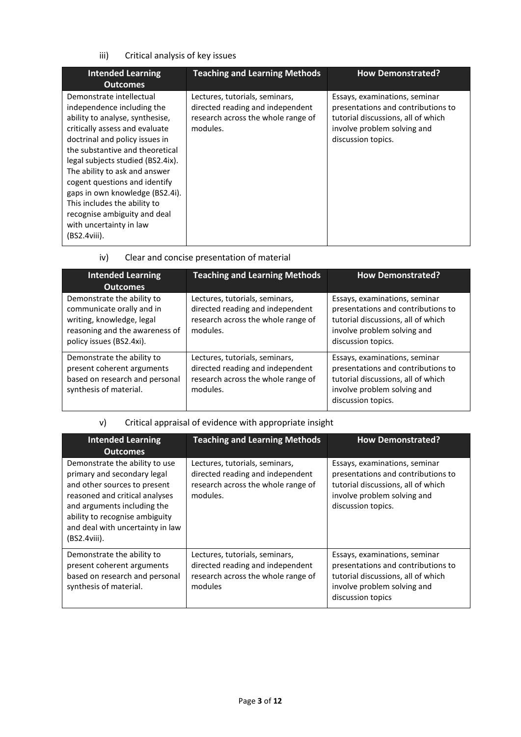iii) Critical analysis of key issues

| Intended Learning Outcomes | Teaching and Learning Methods | How Demonstrated? |
| --- | --- | --- |
| Demonstrate intellectual independence including the ability to analyse, synthesise, critically assess and evaluate doctrinal and policy issues in the substantive and theoretical legal subjects studied (BS2.4ix). The ability to ask and answer cogent questions and identify gaps in own knowledge (BS2.4i). This includes the ability to recognise ambiguity and deal with uncertainty in law (BS2.4viii). | Lectures, tutorials, seminars, directed reading and independent research across the whole range of modules. | Essays, examinations, seminar presentations and contributions to tutorial discussions, all of which involve problem solving and discussion topics. |

iv) Clear and concise presentation of material

| Intended Learning Outcomes | Teaching and Learning Methods | How Demonstrated? |
| --- | --- | --- |
| Demonstrate the ability to communicate orally and in writing, knowledge, legal reasoning and the awareness of policy issues (BS2.4xi). | Lectures, tutorials, seminars, directed reading and independent research across the whole range of modules. | Essays, examinations, seminar presentations and contributions to tutorial discussions, all of which involve problem solving and discussion topics. |
| Demonstrate the ability to present coherent arguments based on research and personal synthesis of material. | Lectures, tutorials, seminars, directed reading and independent research across the whole range of modules. | Essays, examinations, seminar presentations and contributions to tutorial discussions, all of which involve problem solving and discussion topics. |

v) Critical appraisal of evidence with appropriate insight

| Intended Learning Outcomes | Teaching and Learning Methods | How Demonstrated? |
| --- | --- | --- |
| Demonstrate the ability to use primary and secondary legal and other sources to present reasoned and critical analyses and arguments including the ability to recognise ambiguity and deal with uncertainty in law (BS2.4viii). | Lectures, tutorials, seminars, directed reading and independent research across the whole range of modules. | Essays, examinations, seminar presentations and contributions to tutorial discussions, all of which involve problem solving and discussion topics. |
| Demonstrate the ability to present coherent arguments based on research and personal synthesis of material. | Lectures, tutorials, seminars, directed reading and independent research across the whole range of modules | Essays, examinations, seminar presentations and contributions to tutorial discussions, all of which involve problem solving and discussion topics |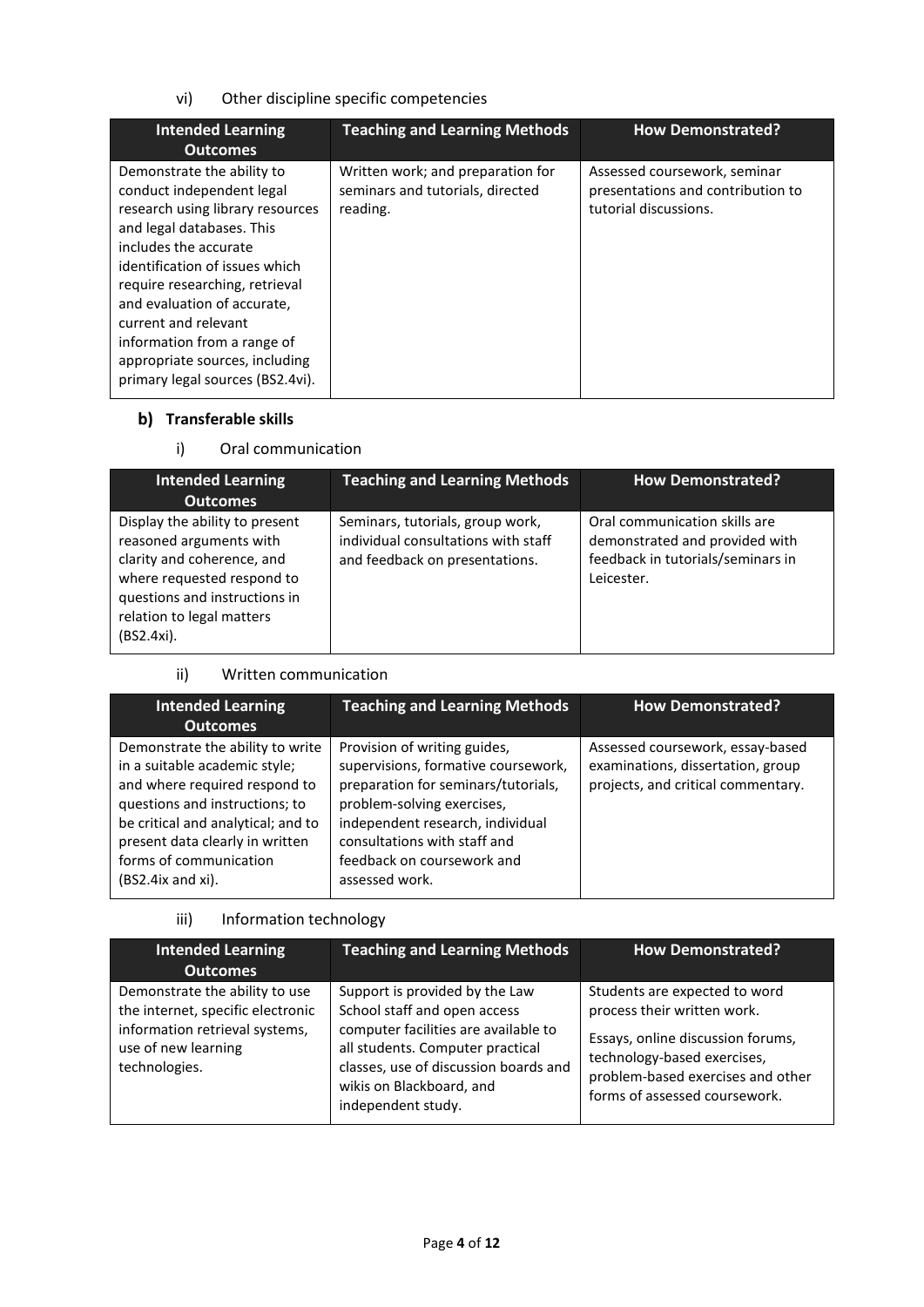vi) Other discipline specific competencies

| Intended Learning Outcomes | Teaching and Learning Methods | How Demonstrated? |
|---|---|---|
| Demonstrate the ability to conduct independent legal research using library resources and legal databases. This includes the accurate identification of issues which require researching, retrieval and evaluation of accurate, current and relevant information from a range of appropriate sources, including primary legal sources (BS2.4vi). | Written work; and preparation for seminars and tutorials, directed reading. | Assessed coursework, seminar presentations and contribution to tutorial discussions. |

### b) Transferable skills

i) Oral communication

| Intended Learning Outcomes | Teaching and Learning Methods | How Demonstrated? |
|---|---|---|
| Display the ability to present reasoned arguments with clarity and coherence, and where requested respond to questions and instructions in relation to legal matters (BS2.4xi). | Seminars, tutorials, group work, individual consultations with staff and feedback on presentations. | Oral communication skills are demonstrated and provided with feedback in tutorials/seminars in Leicester. |

ii) Written communication

| Intended Learning Outcomes | Teaching and Learning Methods | How Demonstrated? |
|---|---|---|
| Demonstrate the ability to write in a suitable academic style; and where required respond to questions and instructions; to be critical and analytical; and to present data clearly in written forms of communication (BS2.4ix and xi). | Provision of writing guides, supervisions, formative coursework, preparation for seminars/tutorials, problem-solving exercises, independent research, individual consultations with staff and feedback on coursework and assessed work. | Assessed coursework, essay-based examinations, dissertation, group projects, and critical commentary. |

iii) Information technology

| Intended Learning Outcomes | Teaching and Learning Methods | How Demonstrated? |
|---|---|---|
| Demonstrate the ability to use the internet, specific electronic information retrieval systems, use of new learning technologies. | Support is provided by the Law School staff and open access computer facilities are available to all students. Computer practical classes, use of discussion boards and wikis on Blackboard, and independent study. | Students are expected to word process their written work.<br><br>Essays, online discussion forums, technology-based exercises, problem-based exercises and other forms of assessed coursework. |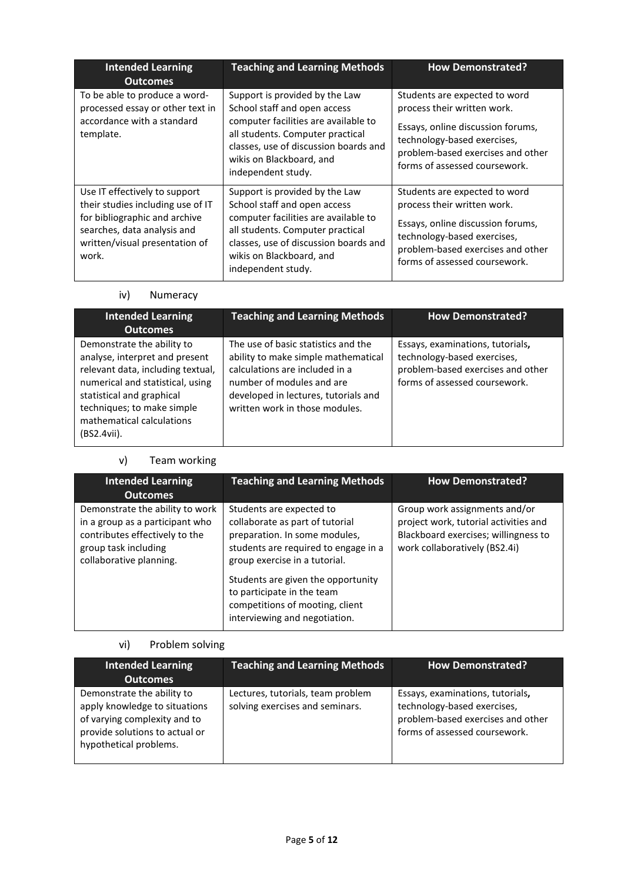| Intended Learning Outcomes | Teaching and Learning Methods | How Demonstrated? |
|---|---|---|
| To be able to produce a word-processed essay or other text in accordance with a standard template. | Support is provided by the Law School staff and open access computer facilities are available to all students. Computer practical classes, use of discussion boards and wikis on Blackboard, and independent study. | Students are expected to word process their written work.<br><br>Essays, online discussion forums, technology-based exercises, problem-based exercises and other forms of assessed coursework. |
| Use IT effectively to support their studies including use of IT for bibliographic and archive searches, data analysis and written/visual presentation of work. | Support is provided by the Law School staff and open access computer facilities are available to all students. Computer practical classes, use of discussion boards and wikis on Blackboard, and independent study. | Students are expected to word process their written work.<br><br>Essays, online discussion forums, technology-based exercises, problem-based exercises and other forms of assessed coursework. |

iv) Numeracy

| Intended Learning Outcomes | Teaching and Learning Methods | How Demonstrated? |
|---|---|---|
| Demonstrate the ability to analyse, interpret and present relevant data, including textual, numerical and statistical, using statistical and graphical techniques; to make simple mathematical calculations (BS2.4vii). | The use of basic statistics and the ability to make simple mathematical calculations are included in a number of modules and are developed in lectures, tutorials and written work in those modules. | Essays, examinations, tutorials**,** technology-based exercises, problem-based exercises and other forms of assessed coursework. |

v) Team working

| Intended Learning Outcomes | Teaching and Learning Methods | How Demonstrated? |
|---|---|---|
| Demonstrate the ability to work in a group as a participant who contributes effectively to the group task including collaborative planning. | Students are expected to collaborate as part of tutorial preparation. In some modules, students are required to engage in a group exercise in a tutorial.<br><br>Students are given the opportunity to participate in the team competitions of mooting, client interviewing and negotiation. | Group work assignments and/or project work, tutorial activities and Blackboard exercises; willingness to work collaboratively (BS2.4i) |

vi) Problem solving

| Intended Learning Outcomes | Teaching and Learning Methods | How Demonstrated? |
|---|---|---|
| Demonstrate the ability to apply knowledge to situations of varying complexity and to provide solutions to actual or hypothetical problems. | Lectures, tutorials, team problem solving exercises and seminars. | Essays, examinations, tutorials**,** technology-based exercises, problem-based exercises and other forms of assessed coursework. |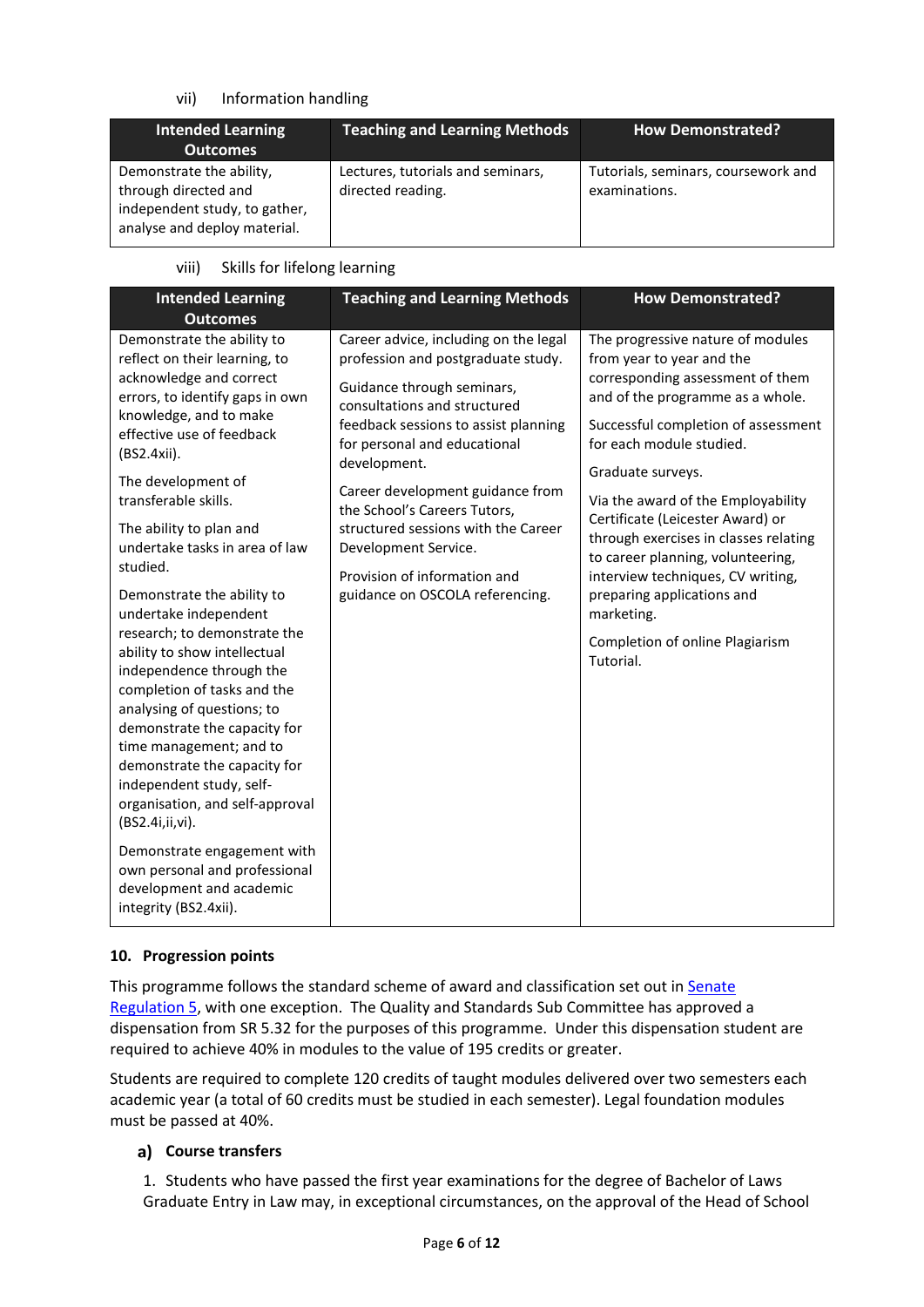vii) Information handling

| Intended Learning Outcomes | Teaching and Learning Methods | How Demonstrated? |
| --- | --- | --- |
| Demonstrate the ability, through directed and independent study, to gather, analyse and deploy material. | Lectures, tutorials and seminars, directed reading. | Tutorials, seminars, coursework and examinations. |

viii) Skills for lifelong learning

| Intended Learning Outcomes | Teaching and Learning Methods | How Demonstrated? |
| --- | --- | --- |
| Demonstrate the ability to reflect on their learning, to acknowledge and correct errors, to identify gaps in own knowledge, and to make effective use of feedback (BS2.4xii).<br><br>The development of transferable skills.<br><br>The ability to plan and undertake tasks in area of law studied.<br><br>Demonstrate the ability to undertake independent research; to demonstrate the ability to show intellectual independence through the completion of tasks and the analysing of questions; to demonstrate the capacity for time management; and to demonstrate the capacity for independent study, self-organisation, and self-approval (BS2.4i,ii,vi).<br><br>Demonstrate engagement with own personal and professional development and academic integrity (BS2.4xii). | Career advice, including on the legal profession and postgraduate study.<br><br>Guidance through seminars, consultations and structured feedback sessions to assist planning for personal and educational development.<br><br>Career development guidance from the School's Careers Tutors, structured sessions with the Career Development Service.<br><br>Provision of information and guidance on OSCOLA referencing. | The progressive nature of modules from year to year and the corresponding assessment of them and of the programme as a whole.<br><br>Successful completion of assessment for each module studied.<br><br>Graduate surveys.<br><br>Via the award of the Employability Certificate (Leicester Award) or through exercises in classes relating to career planning, volunteering, interview techniques, CV writing, preparing applications and marketing.<br><br>Completion of online Plagiarism Tutorial. |

## 10. Progression points

This programme follows the standard scheme of award and classification set out in Senate Regulation 5, with one exception. The Quality and Standards Sub Committee has approved a dispensation from SR 5.32 for the purposes of this programme. Under this dispensation student are required to achieve 40% in modules to the value of 195 credits or greater.

Students are required to complete 120 credits of taught modules delivered over two semesters each academic year (a total of 60 credits must be studied in each semester). Legal foundation modules must be passed at 40%.

### a) Course transfers

1. Students who have passed the first year examinations for the degree of Bachelor of Laws Graduate Entry in Law may, in exceptional circumstances, on the approval of the Head of School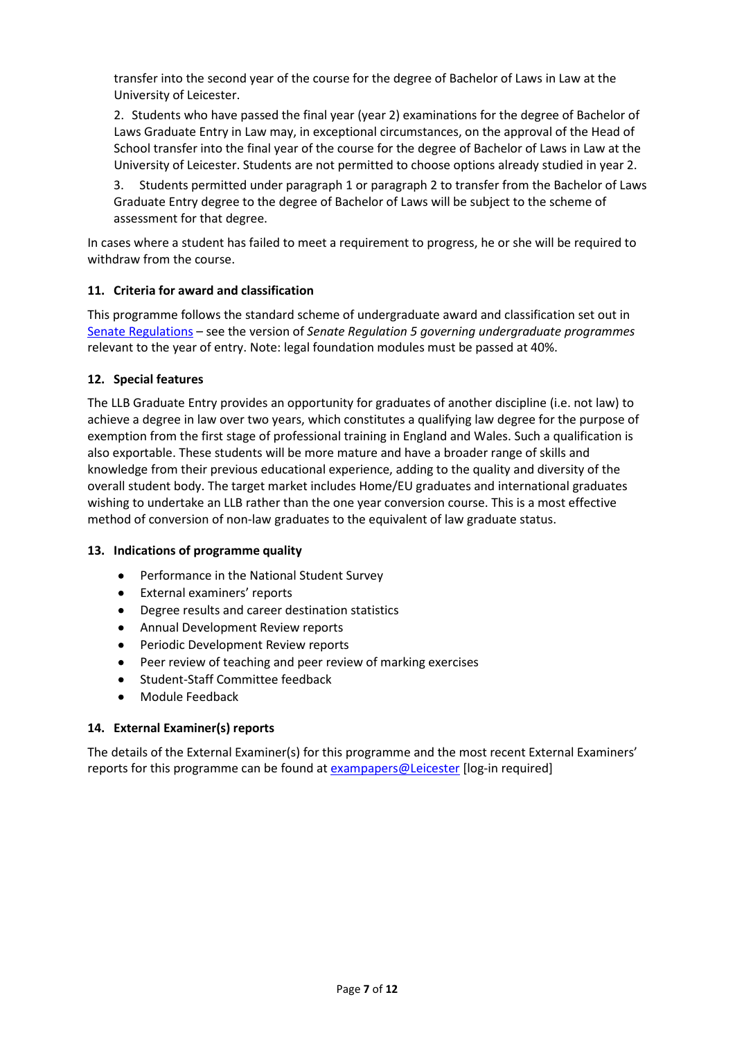transfer into the second year of the course for the degree of Bachelor of Laws in Law at the University of Leicester.

2. Students who have passed the final year (year 2) examinations for the degree of Bachelor of Laws Graduate Entry in Law may, in exceptional circumstances, on the approval of the Head of School transfer into the final year of the course for the degree of Bachelor of Laws in Law at the University of Leicester. Students are not permitted to choose options already studied in year 2.

3. Students permitted under paragraph 1 or paragraph 2 to transfer from the Bachelor of Laws Graduate Entry degree to the degree of Bachelor of Laws will be subject to the scheme of assessment for that degree.

In cases where a student has failed to meet a requirement to progress, he or she will be required to withdraw from the course.

### 11. Criteria for award and classification

This programme follows the standard scheme of undergraduate award and classification set out in Senate Regulations – see the version of *Senate Regulation 5 governing undergraduate programmes* relevant to the year of entry. Note: legal foundation modules must be passed at 40%.

### 12. Special features

The LLB Graduate Entry provides an opportunity for graduates of another discipline (i.e. not law) to achieve a degree in law over two years, which constitutes a qualifying law degree for the purpose of exemption from the first stage of professional training in England and Wales. Such a qualification is also exportable. These students will be more mature and have a broader range of skills and knowledge from their previous educational experience, adding to the quality and diversity of the overall student body. The target market includes Home/EU graduates and international graduates wishing to undertake an LLB rather than the one year conversion course. This is a most effective method of conversion of non-law graduates to the equivalent of law graduate status.

### 13. Indications of programme quality

- Performance in the National Student Survey
- External examiners' reports
- Degree results and career destination statistics
- Annual Development Review reports
- Periodic Development Review reports
- Peer review of teaching and peer review of marking exercises
- Student-Staff Committee feedback
- Module Feedback

### 14. External Examiner(s) reports

The details of the External Examiner(s) for this programme and the most recent External Examiners' reports for this programme can be found at exampapers@Leicester [log-in required]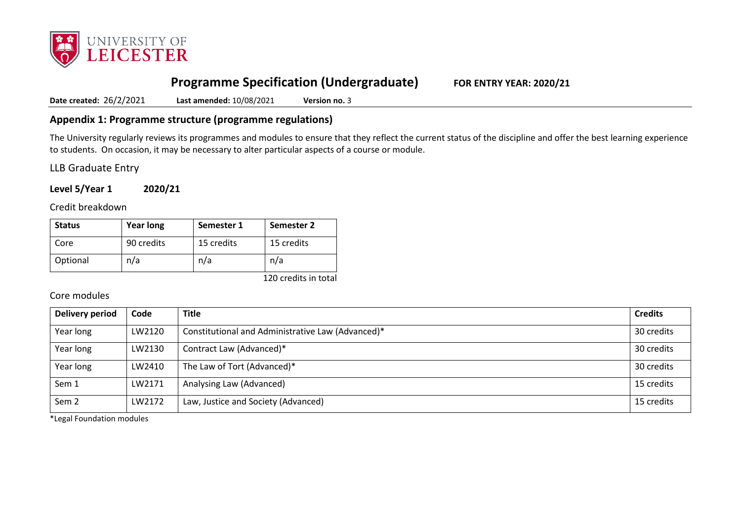# Programme Specification (Undergraduate) FOR ENTRY YEAR: 2020/21

**Date created:** 26/2/2021 **Last amended:** 10/08/2021 **Version no.** 3

## Appendix 1: Programme structure (programme regulations)

The University regularly reviews its programmes and modules to ensure that they reflect the current status of the discipline and offer the best learning experience to students. On occasion, it may be necessary to alter particular aspects of a course or module.

LLB Graduate Entry

**Level 5/Year 1 2020/21**

Credit breakdown

| Status | Year long | Semester 1 | Semester 2 |
|---|---|---|---|
| Core | 90 credits | 15 credits | 15 credits |
| Optional | n/a | n/a | n/a |

120 credits in total

Core modules

| Delivery period | Code | Title | Credits |
|---|---|---|---|
| Year long | LW2120 | Constitutional and Administrative Law (Advanced)* | 30 credits |
| Year long | LW2130 | Contract Law (Advanced)* | 30 credits |
| Year long | LW2410 | The Law of Tort (Advanced)* | 30 credits |
| Sem 1 | LW2171 | Analysing Law (Advanced) | 15 credits |
| Sem 2 | LW2172 | Law, Justice and Society (Advanced) | 15 credits |

*Legal Foundation modules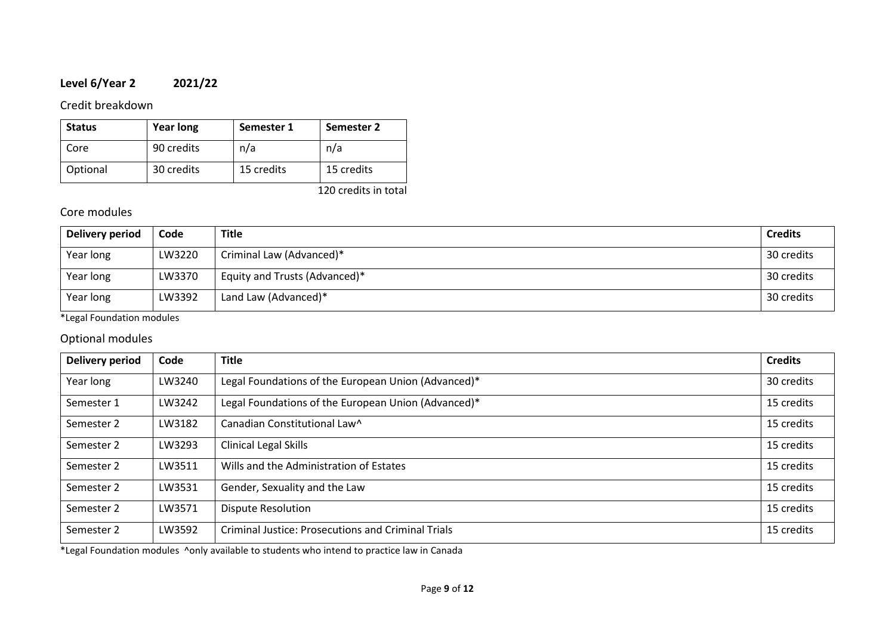## Level 6/Year 2 2021/22

### Credit breakdown

| Status | Year long | Semester 1 | Semester 2 |
| --- | --- | --- | --- |
| Core | 90 credits | n/a | n/a |
| Optional | 30 credits | 15 credits | 15 credits |

120 credits in total

### Core modules

| Delivery period | Code | Title | Credits |
| --- | --- | --- | --- |
| Year long | LW3220 | Criminal Law (Advanced)* | 30 credits |
| Year long | LW3370 | Equity and Trusts (Advanced)* | 30 credits |
| Year long | LW3392 | Land Law (Advanced)* | 30 credits |

*Legal Foundation modules

### Optional modules

| Delivery period | Code | Title | Credits |
| --- | --- | --- | --- |
| Year long | LW3240 | Legal Foundations of the European Union (Advanced)* | 30 credits |
| Semester 1 | LW3242 | Legal Foundations of the European Union (Advanced)* | 15 credits |
| Semester 2 | LW3182 | Canadian Constitutional Law^ | 15 credits |
| Semester 2 | LW3293 | Clinical Legal Skills | 15 credits |
| Semester 2 | LW3511 | Wills and the Administration of Estates | 15 credits |
| Semester 2 | LW3531 | Gender, Sexuality and the Law | 15 credits |
| Semester 2 | LW3571 | Dispute Resolution | 15 credits |
| Semester 2 | LW3592 | Criminal Justice: Prosecutions and Criminal Trials | 15 credits |

*Legal Foundation modules ^only available to students who intend to practice law in Canada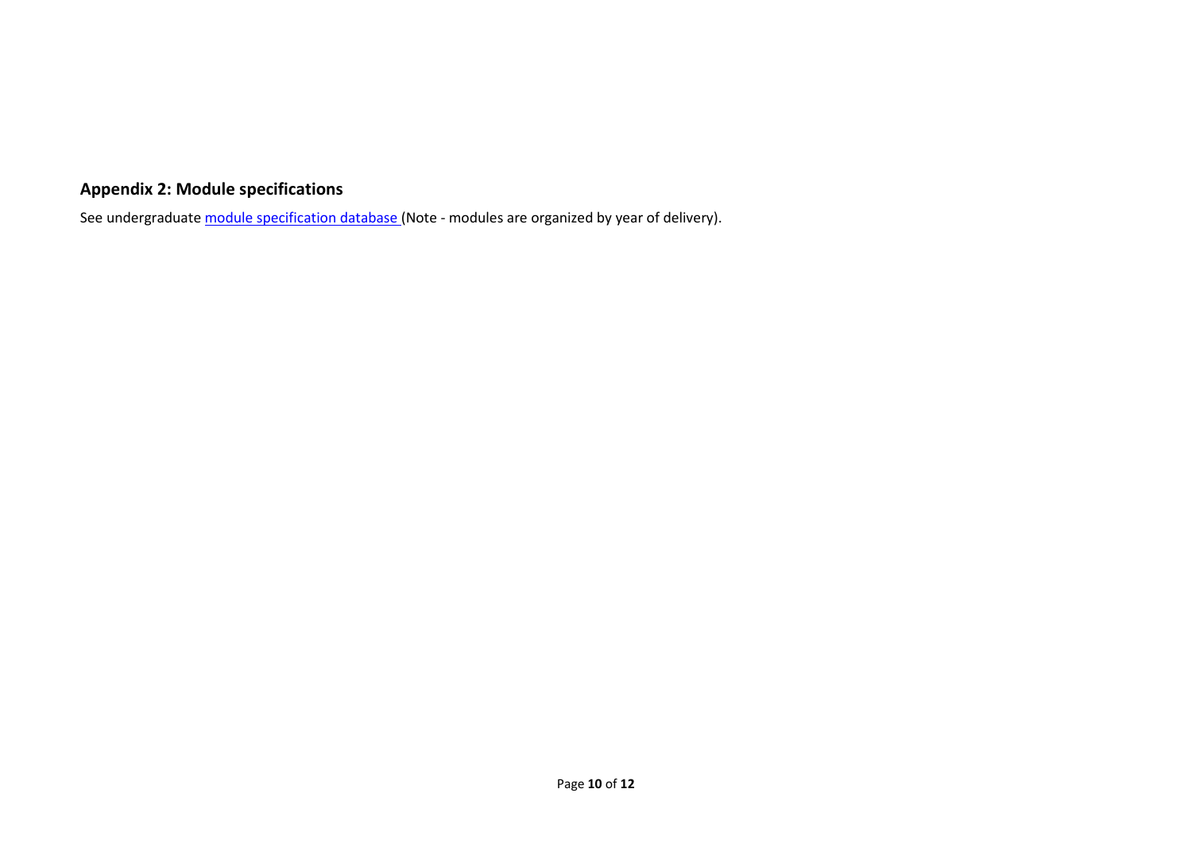## Appendix 2: Module specifications

See undergraduate module specification database (Note - modules are organized by year of delivery).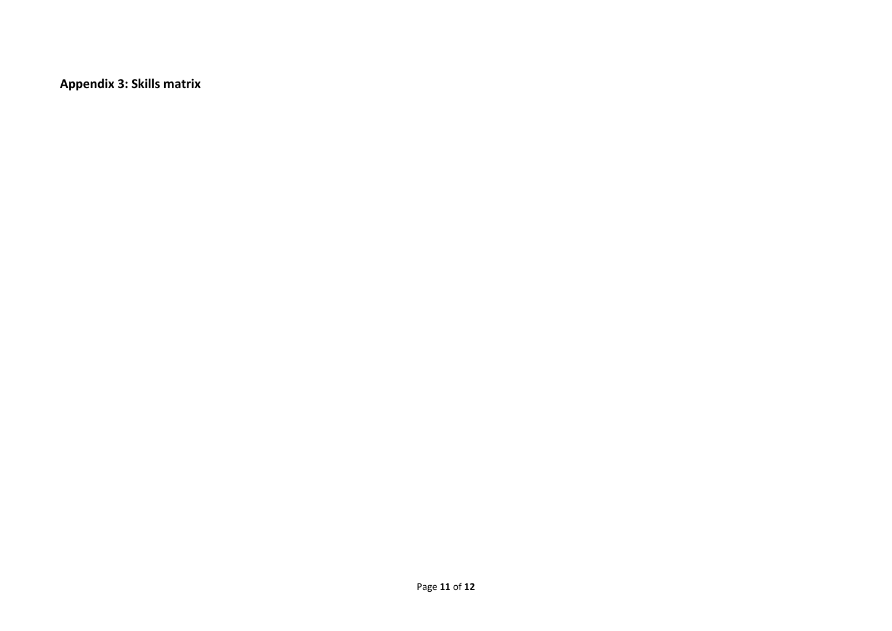**Appendix 3: Skills matrix**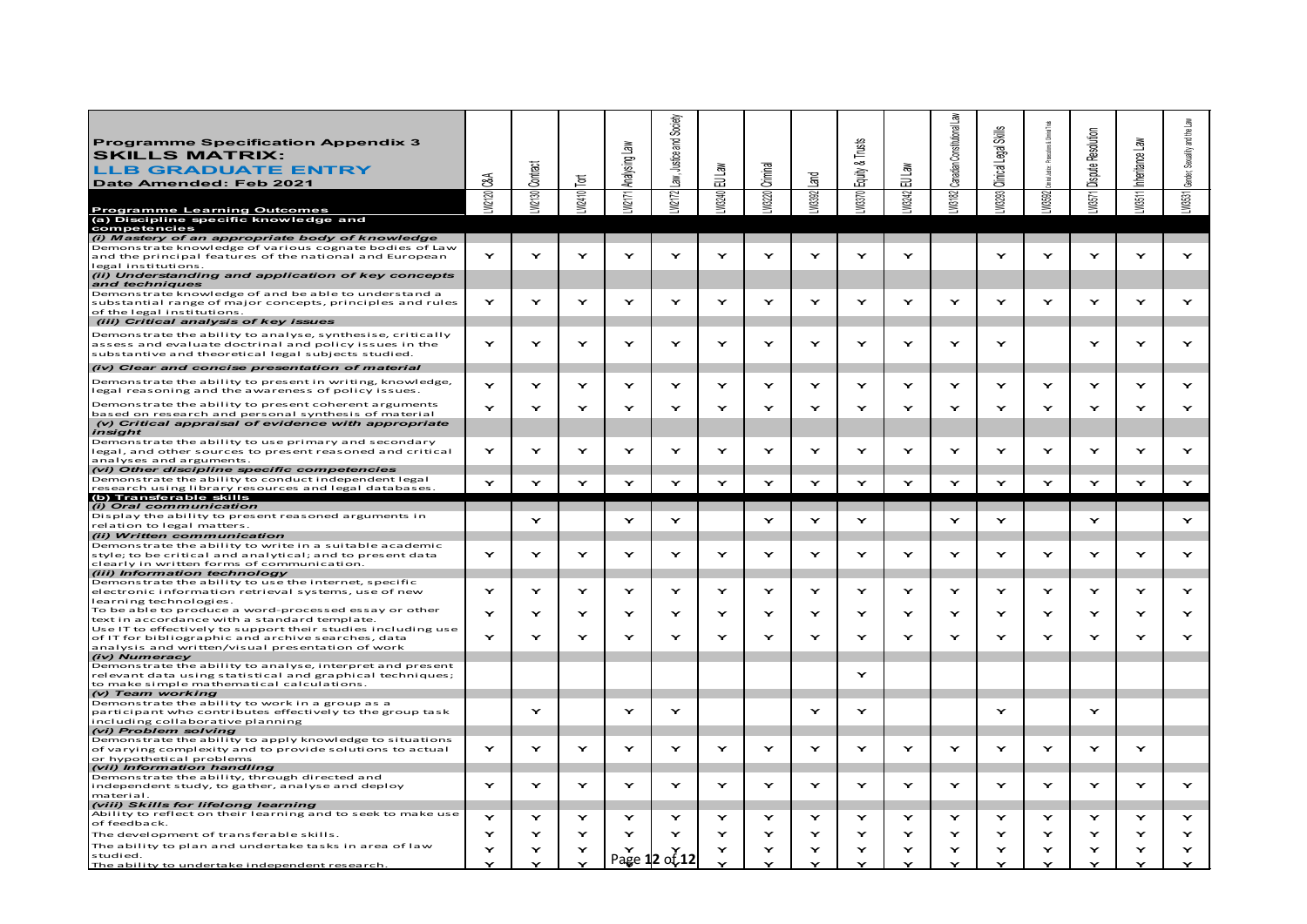| Programme Specification Appendix 3<br>**SKILLS MATRIX:**<br>**LLB GRADUATE ENTRY**<br>Date Amended: Feb 2021 | C&A | Contract | Tort | Analysing Law | Law, Justice and Society | EU Law | Criminal | Land | Equity & Trusts | EU Law | Canadian Constitutional Law | Clinical Legal Skills | Criminal Justice: Prosecutions & Criminal Trials | Dispute Resolution | Inheritance Law | Gender, Sexuality and the Law |
|---|---|---|---|---|---|---|---|---|---|---|---|---|---|---|---|---|
| **Programme Learning Outcomes** | LW2120 | LW2130 | LW2410 | LW2171 | LW2172 | LW3240 | LW3220 | LW3392 | LW3370 | LW3242 | LW3182 | LW3393 | LW3592 | LW3571 | LW3511 | LW3551 |
| **(a) Discipline specific knowledge and competencies** | | | | | | | | | | | | | | | | |
| ***(i) Mastery of an appropriate body of knowledge*** | | | | | | | | | | | | | | | | |
| Demonstrate knowledge of various cognate bodies of Law and the principal features of the national and European legal institutions. | Y | Y | Y | Y | Y | Y | Y | Y | Y | Y | | Y | Y | Y | Y | Y |
| ***(ii) Understanding and application of key concepts and techniques*** | | | | | | | | | | | | | | | | |
| Demonstrate knowledge of and be able to understand a substantial range of major concepts, principles and rules of the legal institutions. | Y | Y | Y | Y | Y | Y | Y | Y | Y | Y | Y | Y | Y | Y | Y | Y |
| ***(iii) Critical analysis of key issues*** | | | | | | | | | | | | | | | | |
| Demonstrate the ability to analyse, synthesise, critically assess and evaluate doctrinal and policy issues in the substantive and theoretical legal subjects studied. | Y | Y | Y | Y | Y | Y | Y | Y | Y | Y | Y | Y | | Y | Y | Y |
| ***(iv) Clear and concise presentation of material*** | | | | | | | | | | | | | | | | |
| Demonstrate the ability to present in writing, knowledge, legal reasoning and the awareness of policy issues. | Y | Y | Y | Y | Y | Y | Y | Y | Y | Y | Y | Y | Y | Y | Y | Y |
| Demonstrate the ability to present coherent arguments based on research and personal synthesis of material | Y | Y | Y | Y | Y | Y | Y | Y | Y | Y | Y | Y | Y | Y | Y | Y |
| ***(v) Critical appraisal of evidence with appropriate insight*** | | | | | | | | | | | | | | | | |
| Demonstrate the ability to use primary and secondary legal, and other sources to present reasoned and critical analyses and arguments. | Y | Y | Y | Y | Y | Y | Y | Y | Y | Y | Y | Y | Y | Y | Y | Y |
| ***(vi) Other discipline specific competencies*** | | | | | | | | | | | | | | | | |
| Demonstrate the ability to conduct independent legal research using library resources and legal databases. | Y | Y | Y | Y | Y | Y | Y | Y | Y | Y | Y | Y | Y | Y | Y | Y |
| **(b) Transferable skills** | | | | | | | | | | | | | | | | |
| ***(i) Oral communication*** | | | | | | | | | | | | | | | | |
| Display the ability to present reasoned arguments in relation to legal matters. | | Y | | Y | Y | | Y | Y | Y | | Y | Y | | Y | | Y |
| ***(ii) Written communication*** | | | | | | | | | | | | | | | | |
| Demonstrate the ability to write in a suitable academic style; to be critical and analytical; and to present data clearly in written forms of communication. | Y | Y | Y | Y | Y | Y | Y | Y | Y | Y | Y | Y | Y | Y | Y | Y |
| ***(iii) Information technology*** | | | | | | | | | | | | | | | | |
| Demonstrate the ability to use the internet, specific electronic information retrieval systems, use of new learning technologies. | Y | Y | Y | Y | Y | Y | Y | Y | Y | Y | Y | Y | Y | Y | Y | Y |
| To be able to produce a word-processed essay or other text in accordance with a standard template. | Y | Y | Y | Y | Y | Y | Y | Y | Y | Y | Y | Y | Y | Y | Y | Y |
| Use IT to effectively to support their studies including use of IT for bibliographic and archive searches, data analysis and written/visual presentation of work | Y | Y | Y | Y | Y | Y | Y | Y | Y | Y | Y | Y | Y | Y | Y | Y |
| ***(iv) Numeracy*** | | | | | | | | | | | | | | | | |
| Demonstrate the ability to analyse, interpret and present relevant data using statistical and graphical techniques; to make simple mathematical calculations. | | | | | | | | | Y | | | | | | | |
| ***(v) Team working*** | | | | | | | | | | | | | | | | |
| Demonstrate the ability to work in a group as a participant who contributes effectively to the group task including collaborative planning | | Y | | Y | Y | | | Y | Y | | | Y | | Y | | |
| ***(vi) Problem solving*** | | | | | | | | | | | | | | | | |
| Demonstrate the ability to apply knowledge to situations of varying complexity and to provide solutions to actual or hypothetical problems | Y | Y | Y | Y | Y | Y | Y | Y | Y | Y | Y | Y | Y | Y | Y | |
| ***(vii) Information handling*** | | | | | | | | | | | | | | | | |
| Demonstrate the ability, through directed and independent study, to gather, analyse and deploy material. | Y | Y | Y | Y | Y | Y | Y | Y | Y | Y | Y | Y | Y | Y | Y | Y |
| ***(viii) Skills for lifelong learning*** | | | | | | | | | | | | | | | | |
| Ability to reflect on their learning and to seek to make use of feedback. | Y | Y | Y | Y | Y | Y | Y | Y | Y | Y | Y | Y | Y | Y | Y | Y |
| The development of transferable skills. | Y | Y | Y | Y | Y | Y | Y | Y | Y | Y | Y | Y | Y | Y | Y | Y |
| The ability to plan and undertake tasks in area of law studied. | Y | Y | Y | Y | Y | Y | Y | Y | Y | Y | Y | Y | Y | Y | Y | Y |
| The ability to undertake independent research. | Y | Y | Y | Y | Y | Y | Y | Y | Y | Y | Y | Y | Y | Y | Y | Y |